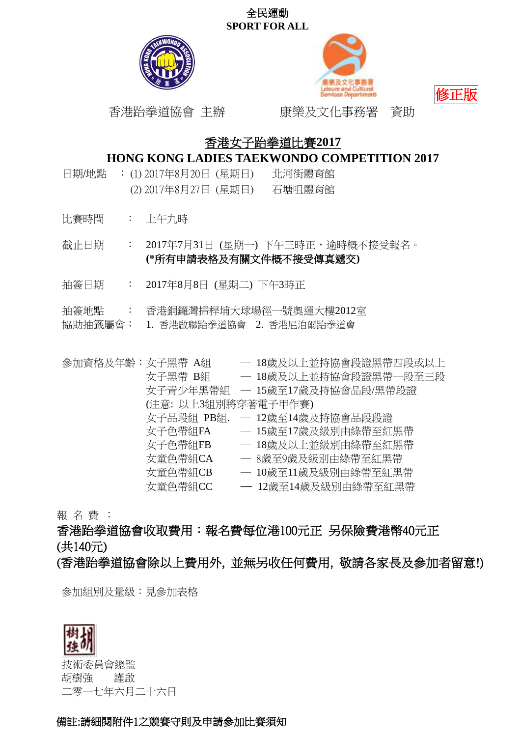全民運動
SPORT FOR ALL

修正版

香港跆拳道協會 主辦　　　　康樂及文化事務署　資助

# 香港女子跆拳道比賽2017
# HONG KONG LADIES TAEKWONDO COMPETITION 2017

日期/地點　：(1) 2017年8月20日 (星期日)　北河街體育館
　　　　　　 (2) 2017年8月27日 (星期日)　石塘咀體育館

比賽時間　：　上午九時

截止日期　：　2017年7月31日 (星期一) 下午三時正，逾時概不接受報名。
**(*所有申請表格及有關文件概不接受傳真遞交)**

抽簽日期　：　2017年8月8日 (星期二) 下午3時正

抽簽地點　：　香港銅鑼灣掃桿埔大球場徑一號奧運大樓2012室
協助抽籤屬會：　1. 香港啟聯跆拳道協會　2. 香港尼泊爾跆拳道會

參加資格及年齡：
- 女子黑帶 A組 — 18歲及以上並持協會段證黑帶四段或以上
- 女子黑帶 B組 — 18歲及以上並持協會段證黑帶一段至三段
- 女子青少年黑帶組 — 15歲至17歲及持協會品段/黑帶段證

(注意: 以上3組別將穿著電子甲作賽)

- 女子品段組 PB組. — 12歲至14歲及持協會品段段證
- 女子色帶組FA — 15歲至17歲及級別由綠帶至紅黑帶
- 女子色帶組FB — 18歲及以上並級別由綠帶至紅黑帶
- 女童色帶組CA — 8歲至9歲及級別由綠帶至紅黑帶
- 女童色帶組CB — 10歲至11歲及級別由綠帶至紅黑帶
- 女童色帶組CC — 12歲至14歲及級別由綠帶至紅黑帶

報 名 費 ：

**香港跆拳道協會收取費用：報名費每位港100元正 另保險費港幣40元正 (共140元)**
**(香港跆拳道協會除以上費用外, 並無另收任何費用, 敬請各家長及參加者留意!)**

參加組別及量級：見參加表格

技術委員會總監
胡樹強　　謹啟
二零一七年六月二十六日

**備註:請細閱附件1之競賽守則及申請參加比賽須知**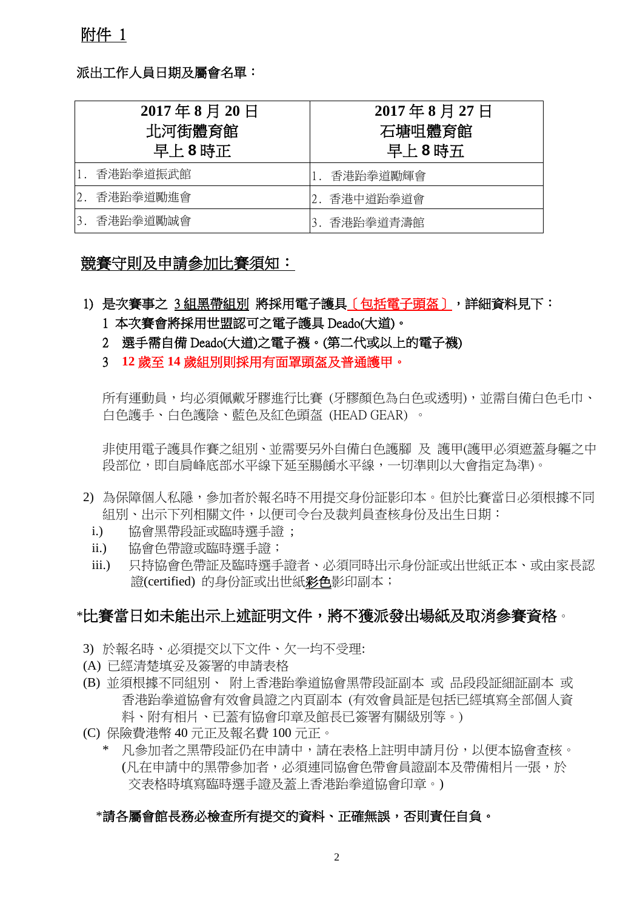附件 1

**派出工作人員日期及屬會名單：**

| 2017 年 8 月 20 日<br>北河街體育館<br>早上 8 時正 | 2017 年 8 月 27 日<br>石塘咀體育館<br>早上 8 時五 |
|---|---|
| 1. 香港跆拳道振武館 | 1. 香港跆拳道勵輝會 |
| 2. 香港跆拳道勵進會 | 2. 香港中道跆拳道會 |
| 3. 香港跆拳道勵誠會 | 3. 香港跆拳道青濤館 |

## 競賽守則及申請參加比賽須知：

1) **是次賽事之 3 組黑帶組別 將採用電子護具〔包括電子頭盔〕，詳細資料見下：**
   1 **本次賽會將採用世盟認可之電子護具 Deado(大道)。**
   2 **選手需自備 Deado(大道)之電子襪。(第二代或以上的電子襪)**
   3 **12 歲至 14 歲組別則採用有面罩頭盔及普通護甲。**

   所有運動員，均必須佩戴牙膠進行比賽 (牙膠顏色為白色或透明)，並需自備白色毛巾、白色護手、白色護陰、藍色及紅色頭盔 (HEAD GEAR) 。

   非使用電子護具作賽之組別、並需要另外自備白色護腳 及 護甲(護甲必須遮蓋身軀之中段部位，即自肩峰底部水平線下延至腸餚水平線，一切準則以大會指定為準)。

2) 為保障個人私隱，參加者於報名時不用提交身份証影印本。但於比賽當日必須根據不同組別、出示下列相關文件，以便司令台及裁判員查核身份及出生日期：
   i.) 協會黑帶段証或臨時選手證；
   ii.) 協會色帶證或臨時選手證；
   iii.) 只持協會色帶証及臨時選手證者、必須同時出示身份証或出世紙正本、或由家長認證(certified) 的身份証或出世紙彩色影印副本；

*__比賽當日如未能出示上述証明文件，將不獲派發出場紙及取消參賽資格__。

3) 於報名時、必須提交以下文件、欠一均不受理:
(A) 已經清楚填妥及簽署的申請表格
(B) 並須根據不同組別、 附上香港跆拳道協會黑帶段証副本 或 品段段証細証副本 或 香港跆拳道協會有效會員證之內頁副本 (有效會員証是包括已經填寫全部個人資料、附有相片、已蓋有協會印章及館長已簽署有關級別等。)
(C) 保險費港幣 40 元正及報名費 100 元正。
   * 凡參加者之黑帶段証仍在申請中，請在表格上註明申請月份，以便本協會查核。(凡在申請中的黑帶參加者，必須連同協會色帶會員證副本及帶備相片一張，於交表格時填寫臨時選手證及蓋上香港跆拳道協會印章。)

*__請各屬會館長務必檢查所有提交的資料、正確無誤，否則責任自負。__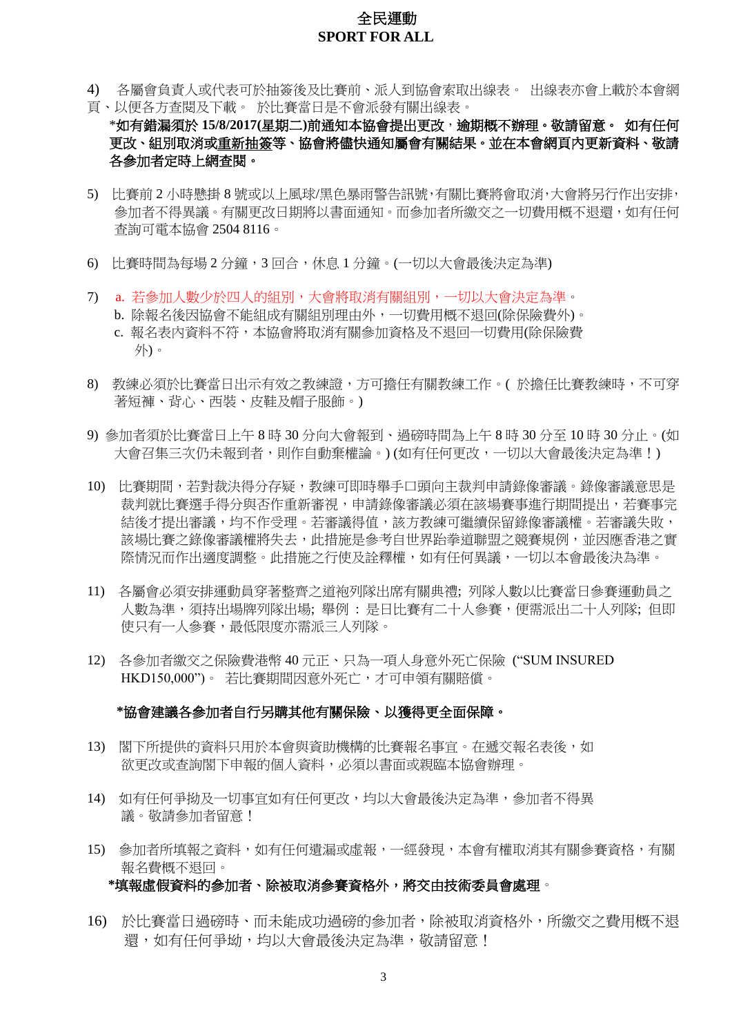4) 各屬會負責人或代表可於抽簽後及比賽前、派人到協會索取出線表。 出線表亦會上載於本會網頁、以便各方查閱及下載。 於比賽當日是不會派發有關出線表。

**\*如有錯漏須於 15/8/2017(星期二)前通知本協會提出更改，逾期概不辦理。敬請留意。 如有任何更改、組別取消或重新抽簽等、協會將儘快通知屬會有關結果。並在本會網頁內更新資料、敬請各參加者定時上網查閱。**

5) 比賽前 2 小時懸掛 8 號或以上風球/黑色暴雨警告訊號，有關比賽將會取消，大會將另行作出安排，參加者不得異議。有關更改日期將以書面通知。而參加者所繳交之一切費用概不退還，如有任何查詢可電本協會 2504 8116。

6) 比賽時間為每場 2 分鐘，3 回合，休息 1 分鐘。(一切以大會最後決定為準)

7) a. 若參加人數少於四人的組別，大會將取消有關組別，一切以大會決定為準。
   b. 除報名後因協會不能組成有關組別理由外，一切費用概不退回(除保險費外)。
   c. 報名表內資料不符，本協會將取消有關參加資格及不退回一切費用(除保險費外)。

8) 教練必須於比賽當日出示有效之教練證，方可擔任有關教練工作。( 於擔任比賽教練時，不可穿著短褲、背心、西裝、皮鞋及帽子服飾。)

9) 參加者須於比賽當日上午 8 時 30 分向大會報到、過磅時間為上午 8 時 30 分至 10 時 30 分止。(如大會召集三次仍未報到者，則作自動棄權論。) (如有任何更改，一切以大會最後決定為準！)

10) 比賽期間，若對裁決得分存疑，教練可即時舉手口頭向主裁判申請錄像審議。錄像審議意思是裁判就比賽選手得分與否作重新審視，申請錄像審議必須在該場賽事進行期間提出，若賽事完結後才提出審議，均不作受理。若審議得值，該方教練可繼續保留錄像審議權。若審議失敗，該場比賽之錄像審議權將失去，此措施是參考自世界跆拳道聯盟之競賽規例，並因應香港之實際情況而作出適度調整。此措施之行使及詮釋權，如有任何異議，一切以本會最後決為準。

11) 各屬會必須安排運動員穿著整齊之道袍列隊出席有關典禮; 列隊人數以比賽當日參賽運動員之人數為準，須持出場牌列隊出場; 舉例 : 是日比賽有二十人參賽，便需派出二十人列隊; 但即使只有一人參賽，最低限度亦需派三人列隊。

12) 各參加者繳交之保險費港幣 40 元正、只為一項人身意外死亡保險 (“SUM INSURED HKD150,000”)。 若比賽期間因意外死亡，才可申領有關賠償。

**\*協會建議各參加者自行另購其他有關保險、以獲得更全面保障。**

13) 閣下所提供的資料只用於本會與資助機構的比賽報名事宜。在遞交報名表後，如欲更改或查詢閣下申報的個人資料，必須以書面或親臨本協會辦理。

14) 如有任何爭拗及一切事宜如有任何更改，均以大會最後決定為準，參加者不得異議。敬請參加者留意！

15) 參加者所填報之資料，如有任何遺漏或虛報，一經發現，本會有權取消其有關參賽資格，有關報名費概不退回。

**\*填報虛假資料的參加者、除被取消參賽資格外，將交由技術委員會處理**。

16) 於比賽當日過磅時、而未能成功過磅的參加者，除被取消資格外，所繳交之費用概不退還，如有任何爭坳，均以大會最後決定為準，敬請留意！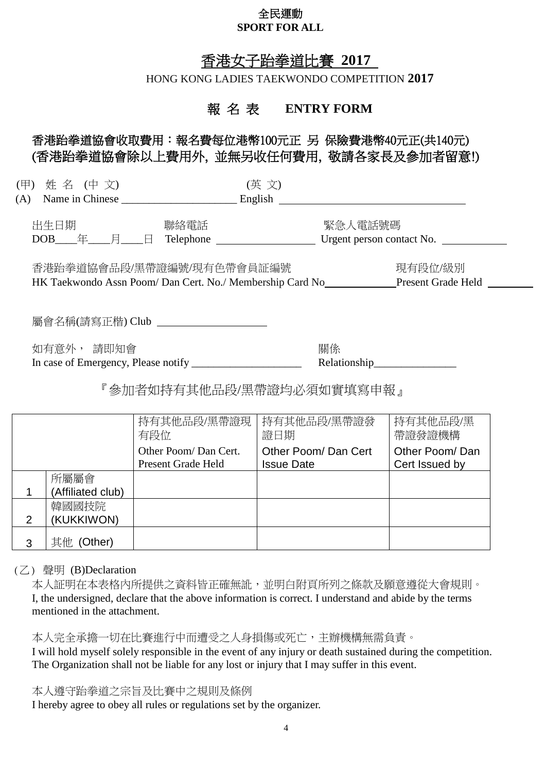**全民運動**
**SPORT FOR ALL**

# 香港女子跆拳道比賽 2017

HONG KONG LADIES TAEKWONDO COMPETITION **2017**

## 報 名 表 ENTRY FORM

**香港跆拳道協會收取費用：報名費每位港幣100元正 另 保險費港幣40元正(共140元)**
**(香港跆拳道協會除以上費用外, 並無另收任何費用, 敬請各家長及參加者留意!)**

(甲) 姓 名 (中 文) (英 文)
(A) Name in Chinese ____________________ English ______________________________

出生日期 聯絡電話 緊急人電話號碼
DOB____年____月____日 Telephone ________________ Urgent person contact No. ___________

香港跆拳道協會品段/黑帶證編號/現有色帶會員証編號 現有段位/級別
HK Taekwondo Assn Poom/ Dan Cert. No./ Membership Card No____________ Present Grade Held ________

屬會名稱(請寫正楷) Club __________________

如有意外， 請即知會 關係
In case of Emergency, Please notify ___________________ Relationship______________

『參加者如持有其他品段/黑帶證均必須如實填寫申報』

| | | 持有其他品段/黑帶證現有段位<br>Other Poom/ Dan Cert. Present Grade Held | 持有其他品段/黑帶證發證日期<br>Other Poom/ Dan Cert Issue Date | 持有其他品段/黑帶證發證機構<br>Other Poom/ Dan Cert Issued by |
|---|---|---|---|---|
| 1 | 所屬屬會 (Affiliated club) | | | |
| 2 | 韓國國技院 (KUKKIWON) | | | |
| 3 | 其他 (Other) | | | |

（乙） 聲明 (B)Declaration

本人証明在本表格內所提供之資料皆正確無訛，並明白附頁所列之條款及願意遵從大會規則。
I, the undersigned, declare that the above information is correct. I understand and abide by the terms mentioned in the attachment.

本人完全承擔一切在比賽進行中而遭受之人身損傷或死亡，主辦機構無需負責。
I will hold myself solely responsible in the event of any injury or death sustained during the competition. The Organization shall not be liable for any lost or injury that I may suffer in this event.

本人遵守跆拳道之宗旨及比賽中之規則及條例
I hereby agree to obey all rules or regulations set by the organizer.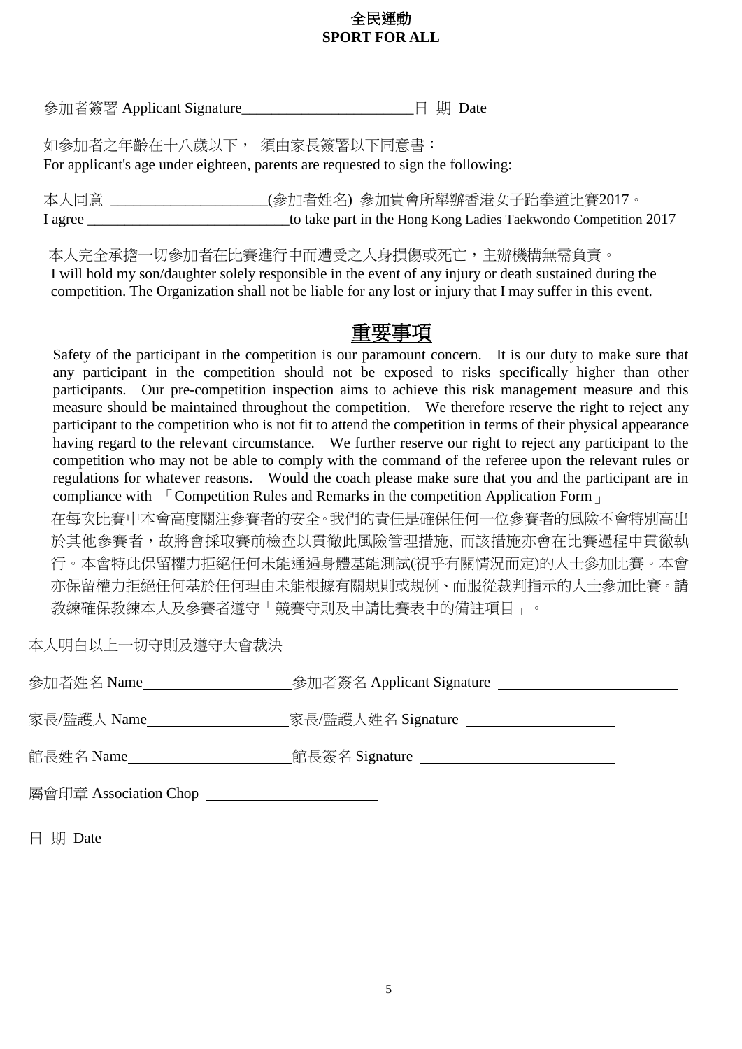**全民運動**
**SPORT FOR ALL**

參加者簽署 Applicant Signature_______________________日 期 Date____________________

如參加者之年齡在十八歲以下， 須由家長簽署以下同意書：
For applicant's age under eighteen, parents are requested to sign the following:

本人同意 ______________________(參加者姓名) 參加貴會所舉辦香港女子跆拳道比賽2017。
I agree ____________________________to take part in the Hong Kong Ladies Taekwondo Competition 2017

本人完全承擔一切參加者在比賽進行中而遭受之人身損傷或死亡，主辦機構無需負責。
I will hold my son/daughter solely responsible in the event of any injury or death sustained during the competition. The Organization shall not be liable for any lost or injury that I may suffer in this event.

# 重要事項

Safety of the participant in the competition is our paramount concern. It is our duty to make sure that any participant in the competition should not be exposed to risks specifically higher than other participants. Our pre-competition inspection aims to achieve this risk management measure and this measure should be maintained throughout the competition. We therefore reserve the right to reject any participant to the competition who is not fit to attend the competition in terms of their physical appearance having regard to the relevant circumstance. We further reserve our right to reject any participant to the competition who may not be able to comply with the command of the referee upon the relevant rules or regulations for whatever reasons. Would the coach please make sure that you and the participant are in compliance with 「Competition Rules and Remarks in the competition Application Form」

在每次比賽中本會高度關注參賽者的安全。我們的責任是確保任何一位參賽者的風險不會特別高出於其他參賽者，故將會採取賽前檢查以貫徹此風險管理措施, 而該措施亦會在比賽過程中貫徹執行。本會特此保留權力拒絕任何未能通過身體基能測試(視乎有關情況而定)的人士參加比賽。本會亦保留權力拒絕任何基於任何理由未能根據有關規則或規例、而服從裁判指示的人士參加比賽。請教練確保教練本人及參賽者遵守「競賽守則及申請比賽表中的備註項目」。

本人明白以上一切守則及遵守大會裁決

參加者姓名 Name____________________參加者簽名 Applicant Signature ________________________

家長/監護人 Name____________________家長/監護人姓名 Signature ____________________

館長姓名 Name______________________館長簽名 Signature __________________________

屬會印章 Association Chop ______________________

日 期 Date____________________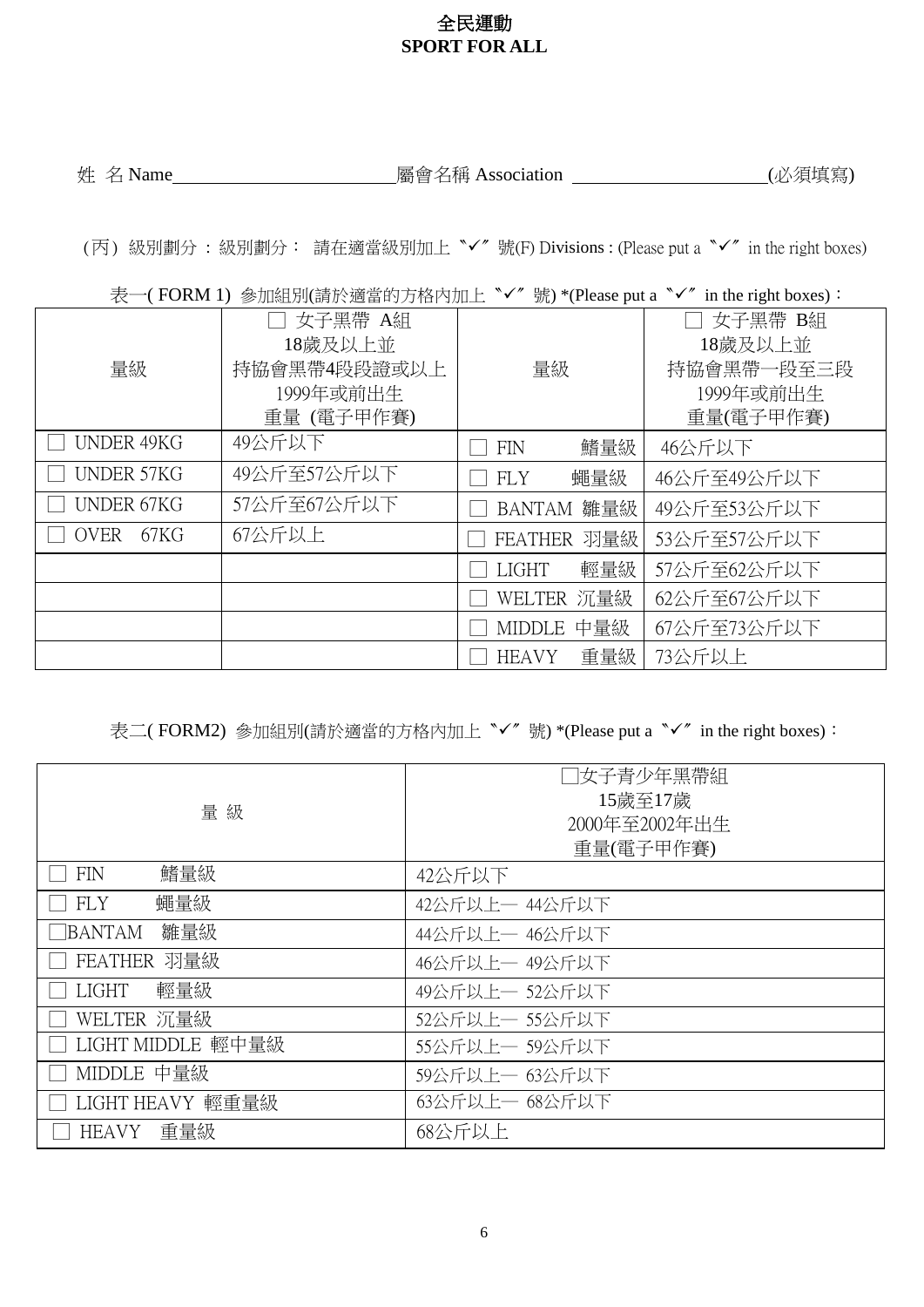# 全民運動
# SPORT FOR ALL

姓 名 Name\_\_\_\_\_\_\_\_\_\_\_\_\_\_\_\_\_\_\_\_屬會名稱 Association \_\_\_\_\_\_\_\_\_\_\_\_\_\_\_\_\_\_\_\_(必須填寫)

(丙) 級別劃分 : 級別劃分： 請在適當級別加上〝✓〞號(F) Divisions : (Please put a 〝✓〞 in the right boxes)

表一( FORM 1) 參加組別(請於適當的方格內加上〝✓〞號) *(Please put a 〝✓〞 in the right boxes)：

| 量級 | □ 女子黑帶 A組<br>18歲及以上並<br>持協會黑帶4段段證或以上<br>1999年或前出生<br>重量 (電子甲作賽) | 量級 | □ 女子黑帶 B組<br>18歲及以上並<br>持協會黑帶一段至三段<br>1999年或前出生<br>重量(電子甲作賽) |
|---|---|---|---|
| □ UNDER 49KG | 49公斤以下 | □ FIN 鰭量級 | 46公斤以下 |
| □ UNDER 57KG | 49公斤至57公斤以下 | □ FLY 蠅量級 | 46公斤至49公斤以下 |
| □ UNDER 67KG | 57公斤至67公斤以下 | □ BANTAM 雛量級 | 49公斤至53公斤以下 |
| □ OVER 67KG | 67公斤以上 | □ FEATHER 羽量級 | 53公斤至57公斤以下 |
| | | □ LIGHT 輕量級 | 57公斤至62公斤以下 |
| | | □ WELTER 沉量級 | 62公斤至67公斤以下 |
| | | □ MIDDLE 中量級 | 67公斤至73公斤以下 |
| | | □ HEAVY 重量級 | 73公斤以上 |

表二( FORM2) 參加組別(請於適當的方格內加上〝✓〞號) *(Please put a 〝✓〞 in the right boxes)：

| 量 級 | □女子青少年黑帶組<br>15歲至17歲<br>2000年至2002年出生<br>重量(電子甲作賽) |
|---|---|
| □ FIN 鰭量級 | 42公斤以下 |
| □ FLY 蠅量級 | 42公斤以上— 44公斤以下 |
| □BANTAM 雛量級 | 44公斤以上— 46公斤以下 |
| □ FEATHER 羽量級 | 46公斤以上— 49公斤以下 |
| □ LIGHT 輕量級 | 49公斤以上— 52公斤以下 |
| □ WELTER 沉量級 | 52公斤以上— 55公斤以下 |
| □ LIGHT MIDDLE 輕中量級 | 55公斤以上— 59公斤以下 |
| □ MIDDLE 中量級 | 59公斤以上— 63公斤以下 |
| □ LIGHT HEAVY 輕重量級 | 63公斤以上— 68公斤以下 |
| □ HEAVY 重量級 | 68公斤以上 |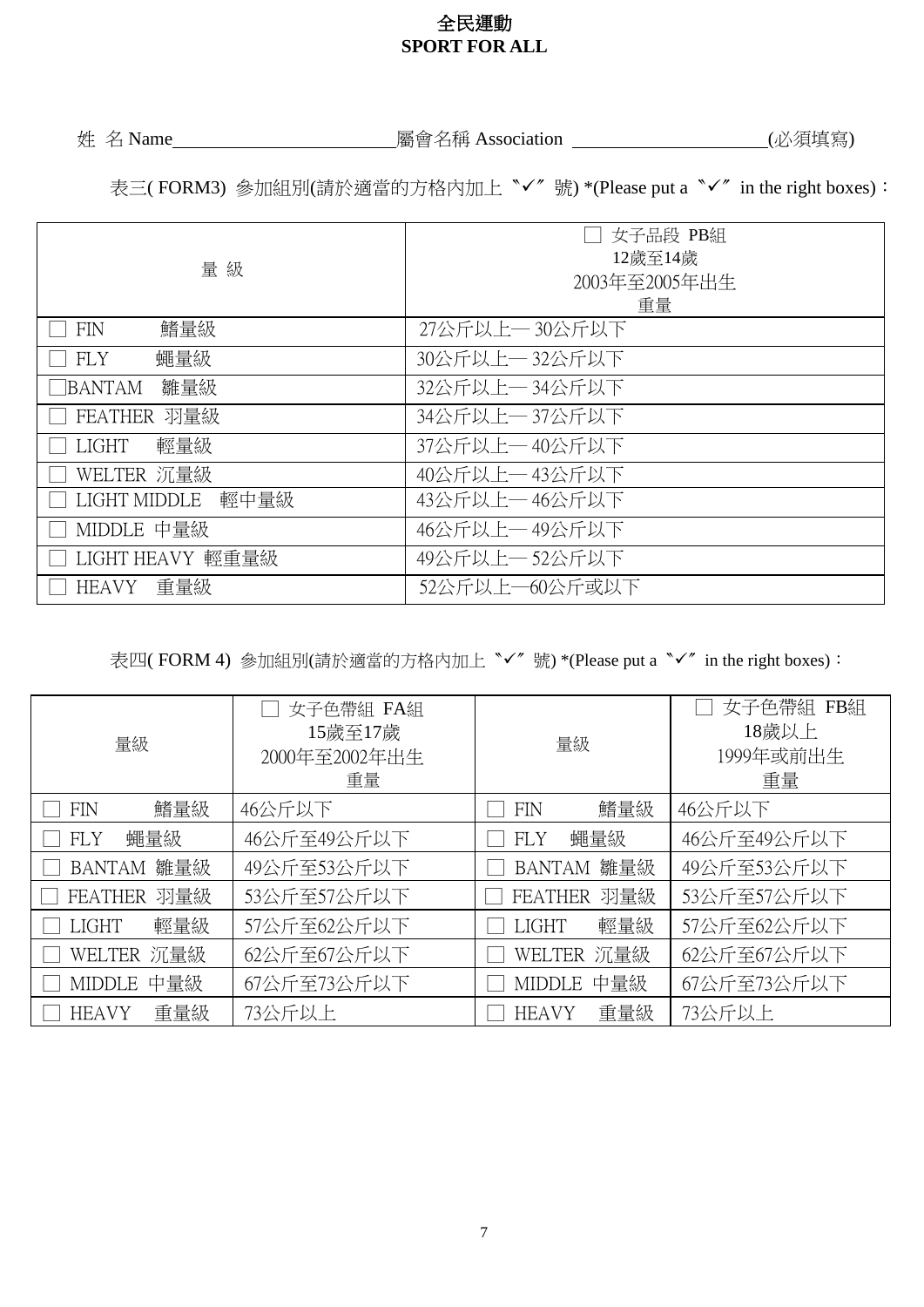# 全民運動
# SPORT FOR ALL

姓 名 Name________________________屬會名稱 Association ____________________(必須填寫)

表三( FORM3) 參加組別(請於適當的方格內加上〝✓〞號) *(Please put a 〝✓〞 in the right boxes)：

| 量 級 | ☐ 女子品段 PB組<br>12歲至14歲<br>2003年至2005年出生<br>重量 |
|---|---|
| ☐ FIN 鰭量級 | 27公斤以上— 30公斤以下 |
| ☐ FLY 蠅量級 | 30公斤以上— 32公斤以下 |
| ☐BANTAM 雛量級 | 32公斤以上— 34公斤以下 |
| ☐ FEATHER 羽量級 | 34公斤以上— 37公斤以下 |
| ☐ LIGHT 輕量級 | 37公斤以上— 40公斤以下 |
| ☐ WELTER 沉量級 | 40公斤以上— 43公斤以下 |
| ☐ LIGHT MIDDLE 輕中量級 | 43公斤以上— 46公斤以下 |
| ☐ MIDDLE 中量級 | 46公斤以上— 49公斤以下 |
| ☐ LIGHT HEAVY 輕重量級 | 49公斤以上— 52公斤以下 |
| ☐ HEAVY 重量級 | 52公斤以上—60公斤或以下 |

表四( FORM 4) 參加組別(請於適當的方格內加上〝✓〞號) *(Please put a 〝✓〞 in the right boxes)：

| 量級 | ☐ 女子色帶組 FA組<br>15歲至17歲<br>2000年至2002年出生<br>重量 | 量級 | ☐ 女子色帶組 FB組<br>18歲以上<br>1999年或前出生<br>重量 |
|---|---|---|---|
| ☐ FIN 鰭量級 | 46公斤以下 | ☐ FIN 鰭量級 | 46公斤以下 |
| ☐ FLY 蠅量級 | 46公斤至49公斤以下 | ☐ FLY 蠅量級 | 46公斤至49公斤以下 |
| ☐ BANTAM 雛量級 | 49公斤至53公斤以下 | ☐ BANTAM 雛量級 | 49公斤至53公斤以下 |
| ☐ FEATHER 羽量級 | 53公斤至57公斤以下 | ☐ FEATHER 羽量級 | 53公斤至57公斤以下 |
| ☐ LIGHT 輕量級 | 57公斤至62公斤以下 | ☐ LIGHT 輕量級 | 57公斤至62公斤以下 |
| ☐ WELTER 沉量級 | 62公斤至67公斤以下 | ☐ WELTER 沉量級 | 62公斤至67公斤以下 |
| ☐ MIDDLE 中量級 | 67公斤至73公斤以下 | ☐ MIDDLE 中量級 | 67公斤至73公斤以下 |
| ☐ HEAVY 重量級 | 73公斤以上 | ☐ HEAVY 重量級 | 73公斤以上 |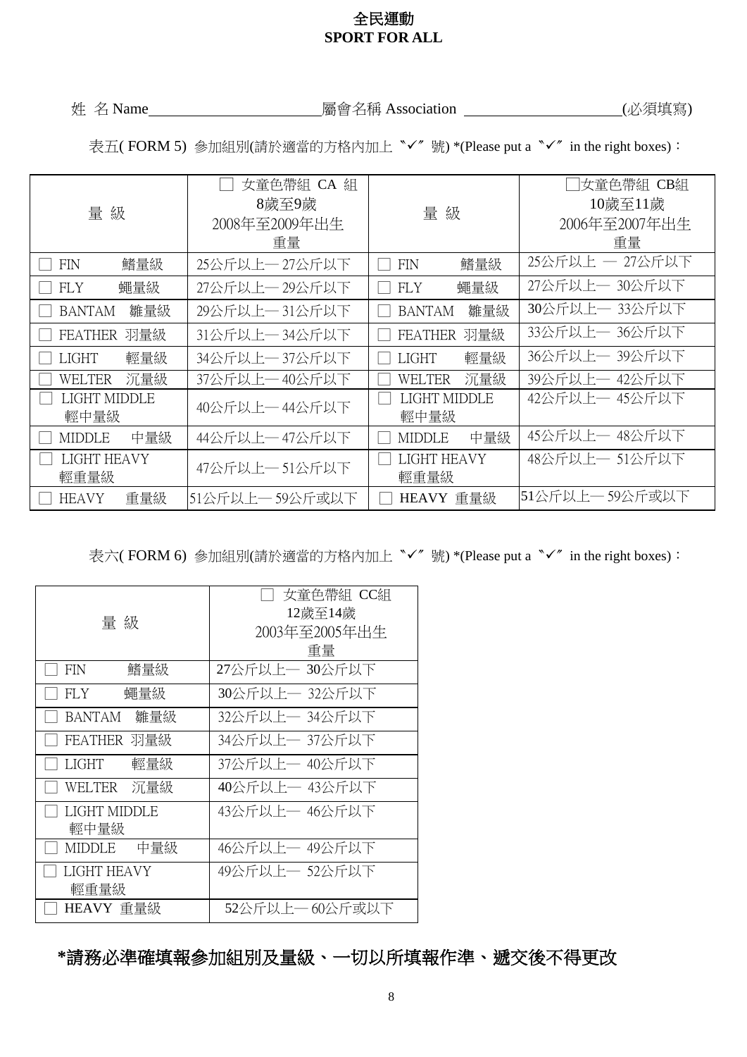# 全民運動
# SPORT FOR ALL

姓 名 Name\_\_\_\_\_\_\_\_\_\_\_\_\_\_\_\_\_\_\_\_\_\_ 屬會名稱 Association \_\_\_\_\_\_\_\_\_\_\_\_\_\_\_\_\_\_\_\_(必須填寫)

表五( FORM 5) 參加組別(請於適當的方格內加上〝✓〞號) *(Please put a〝✓〞in the right boxes)：

| 量 級 | □ 女童色帶組 CA 組 8歲至9歲 2008年至2009年出生 重量 | 量 級 | □女童色帶組 CB組 10歲至11歲 2006年至2007年出生 重量 |
|---|---|---|---|
| □ FIN 鰭量級 | 25公斤以上— 27公斤以下 | □ FIN 鰭量級 | 25公斤以上 — 27公斤以下 |
| □ FLY 蠅量級 | 27公斤以上— 29公斤以下 | □ FLY 蠅量級 | 27公斤以上— 30公斤以下 |
| □ BANTAM 雛量級 | 29公斤以上— 31公斤以下 | □ BANTAM 雛量級 | 30公斤以上— 33公斤以下 |
| □ FEATHER 羽量級 | 31公斤以上— 34公斤以下 | □ FEATHER 羽量級 | 33公斤以上— 36公斤以下 |
| □ LIGHT 輕量級 | 34公斤以上— 37公斤以下 | □ LIGHT 輕量級 | 36公斤以上— 39公斤以下 |
| □ WELTER 沉量級 | 37公斤以上— 40公斤以下 | □ WELTER 沉量級 | 39公斤以上— 42公斤以下 |
| □ LIGHT MIDDLE 輕中量級 | 40公斤以上— 44公斤以下 | □ LIGHT MIDDLE 輕中量級 | 42公斤以上— 45公斤以下 |
| □ MIDDLE 中量級 | 44公斤以上— 47公斤以下 | □ MIDDLE 中量級 | 45公斤以上— 48公斤以下 |
| □ LIGHT HEAVY 輕重量級 | 47公斤以上— 51公斤以下 | □ LIGHT HEAVY 輕重量級 | 48公斤以上— 51公斤以下 |
| □ HEAVY 重量級 | 51公斤以上— 59公斤或以下 | □ HEAVY 重量級 | 51公斤以上— 59公斤或以下 |

表六( FORM 6) 參加組別(請於適當的方格內加上〝✓〞號) *(Please put a〝✓〞in the right boxes)：

| 量 級 | □ 女童色帶組 CC組 12歲至14歲 2003年至2005年出生 重量 |
|---|---|
| □ FIN 鰭量級 | 27公斤以上— 30公斤以下 |
| □ FLY 蠅量級 | 30公斤以上— 32公斤以下 |
| □ BANTAM 雛量級 | 32公斤以上— 34公斤以下 |
| □ FEATHER 羽量級 | 34公斤以上— 37公斤以下 |
| □ LIGHT 輕量級 | 37公斤以上— 40公斤以下 |
| □ WELTER 沉量級 | 40公斤以上— 43公斤以下 |
| □ LIGHT MIDDLE 輕中量級 | 43公斤以上— 46公斤以下 |
| □ MIDDLE 中量級 | 46公斤以上— 49公斤以下 |
| □ LIGHT HEAVY 輕重量級 | 49公斤以上— 52公斤以下 |
| □ HEAVY 重量級 | 52公斤以上— 60公斤或以下 |

**\*請務必準確填報參加組別及量級、一切以所填報作準、遞交後不得更改**